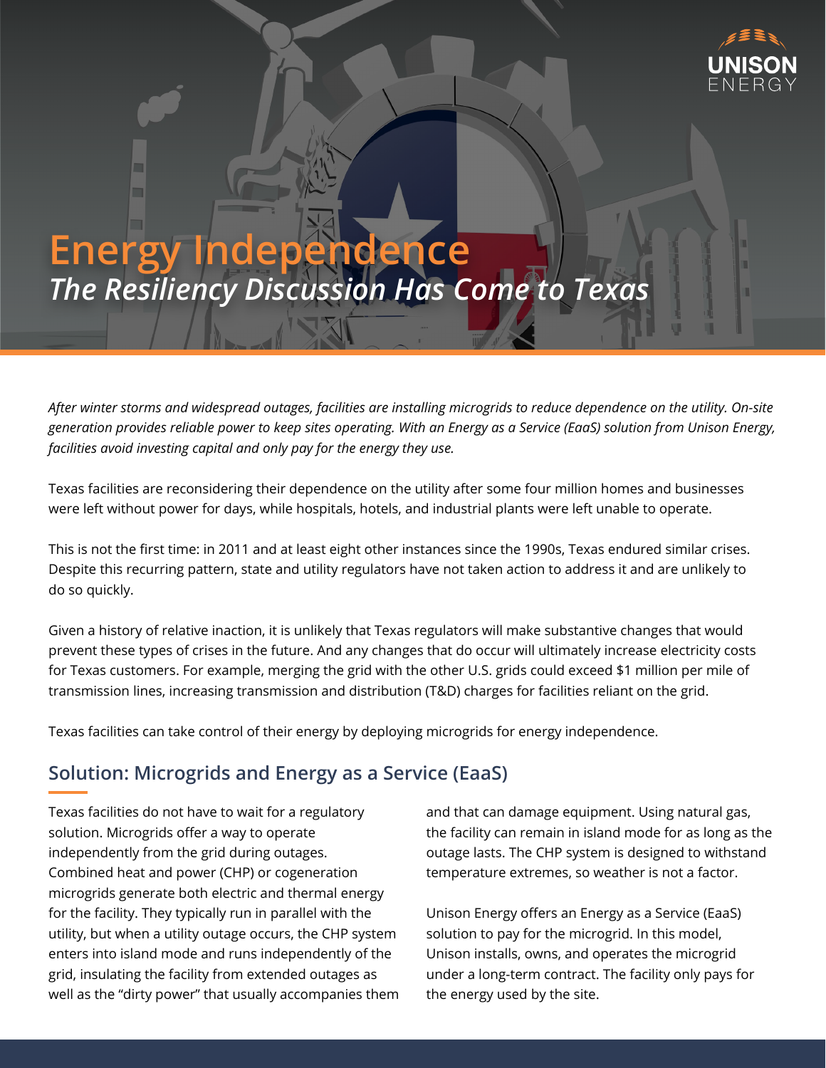# Energy Independence

## *The Resiliency Discussion Has Come to Texas*

*After winter storms and widespread outages, facilities are installing microgrids to reduce dependence on the utility. On-site generation provides reliable power to keep sites operating. With an Energy as a Service (EaaS) solution from Unison Energy, facilities avoid investing capital and only pay for the energy they use.*

Texas facilities are reconsidering their dependence on the utility after some four million homes and businesses were left without power for days, while hospitals, hotels, and industrial plants were left unable to operate.

This is not the first time: in 2011 and at least eight other instances since the 1990s, Texas endured similar crises. Despite this recurring pattern, state and utility regulators have not taken action to address it and are unlikely to do so quickly.

Given a history of relative inaction, it is unlikely that Texas regulators will make substantive changes that would prevent these types of crises in the future. And any changes that do occur will ultimately increase electricity costs for Texas customers. For example, merging the grid with the other U.S. grids could exceed $1 million per mile of transmission lines, increasing transmission and distribution (T&D) charges for facilities reliant on the grid.

Texas facilities can take control of their energy by deploying microgrids for energy independence.

## Solution: Microgrids and Energy as a Service (EaaS)

Texas facilities do not have to wait for a regulatory solution. Microgrids offer a way to operate independently from the grid during outages. Combined heat and power (CHP) or cogeneration microgrids generate both electric and thermal energy for the facility. They typically run in parallel with the utility, but when a utility outage occurs, the CHP system enters into island mode and runs independently of the grid, insulating the facility from extended outages as well as the "dirty power" that usually accompanies them and that can damage equipment. Using natural gas, the facility can remain in island mode for as long as the outage lasts. The CHP system is designed to withstand temperature extremes, so weather is not a factor.

Unison Energy offers an Energy as a Service (EaaS) solution to pay for the microgrid. In this model, Unison installs, owns, and operates the microgrid under a long-term contract. The facility only pays for the energy used by the site.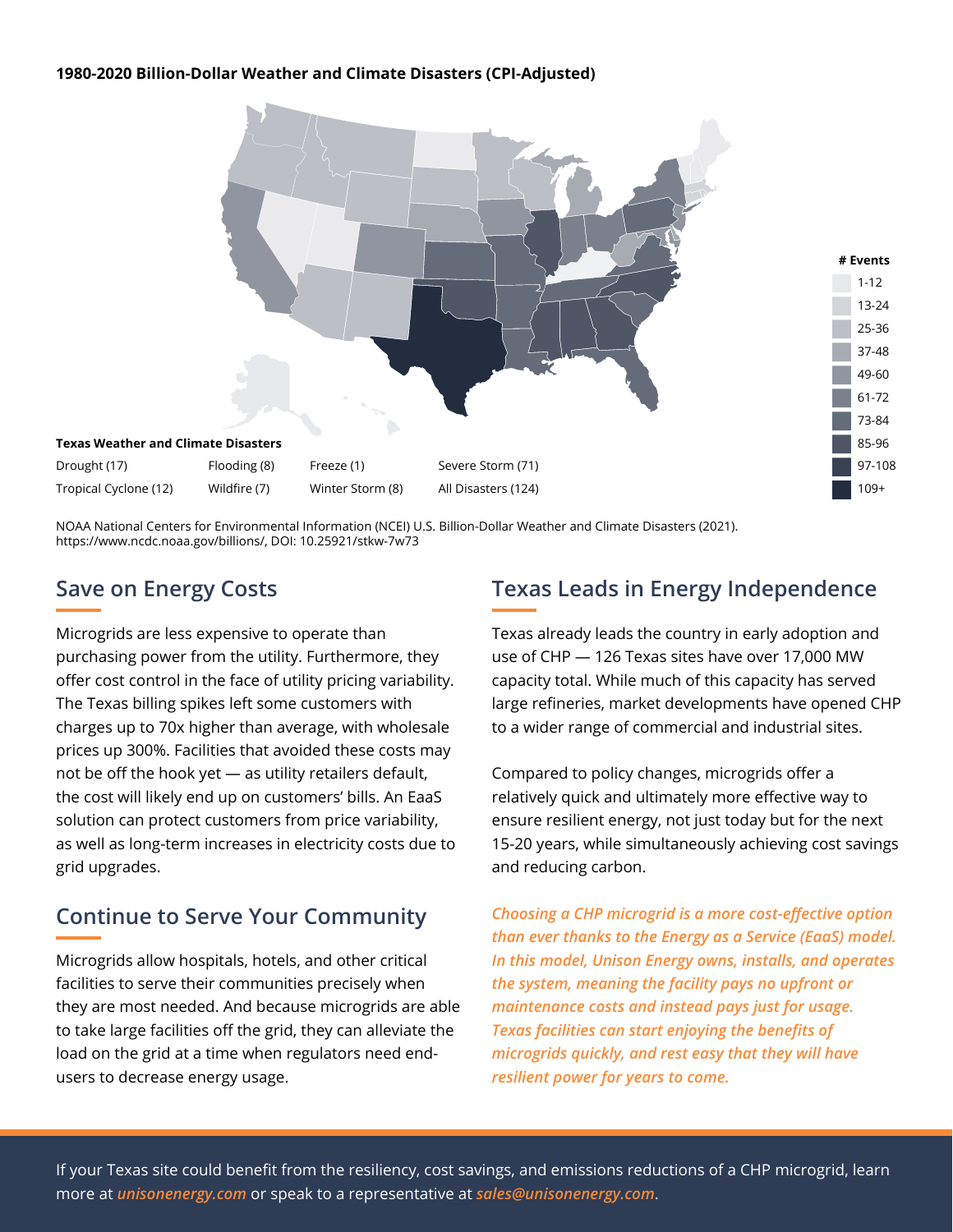**1980-2020 Billion-Dollar Weather and Climate Disasters (CPI-Adjusted)**

# Events

1-12
13-24
25-36
37-48
49-60
61-72
73-84
85-96
97-108
109+

**Texas Weather and Climate Disasters**

| | | | |
|---|---|---|---|
| Drought (17) | Flooding (8) | Freeze (1) | Severe Storm (71) |
| Tropical Cyclone (12) | Wildfire (7) | Winter Storm (8) | All Disasters (124) |

NOAA National Centers for Environmental Information (NCEI) U.S. Billion-Dollar Weather and Climate Disasters (2021). https://www.ncdc.noaa.gov/billions/, DOI: 10.25921/stkw-7w73

## Save on Energy Costs

Microgrids are less expensive to operate than purchasing power from the utility. Furthermore, they offer cost control in the face of utility pricing variability. The Texas billing spikes left some customers with charges up to 70x higher than average, with wholesale prices up 300%. Facilities that avoided these costs may not be off the hook yet — as utility retailers default, the cost will likely end up on customers' bills. An EaaS solution can protect customers from price variability, as well as long-term increases in electricity costs due to grid upgrades.

## Continue to Serve Your Community

Microgrids allow hospitals, hotels, and other critical facilities to serve their communities precisely when they are most needed. And because microgrids are able to take large facilities off the grid, they can alleviate the load on the grid at a time when regulators need end-users to decrease energy usage.

## Texas Leads in Energy Independence

Texas already leads the country in early adoption and use of CHP — 126 Texas sites have over 17,000 MW capacity total. While much of this capacity has served large refineries, market developments have opened CHP to a wider range of commercial and industrial sites.

Compared to policy changes, microgrids offer a relatively quick and ultimately more effective way to ensure resilient energy, not just today but for the next 15-20 years, while simultaneously achieving cost savings and reducing carbon.

***Choosing a CHP microgrid is a more cost-effective option than ever thanks to the Energy as a Service (EaaS) model. In this model, Unison Energy owns, installs, and operates the system, meaning the facility pays no upfront or maintenance costs and instead pays just for usage. Texas facilities can start enjoying the benefits of microgrids quickly, and rest easy that they will have resilient power for years to come.***

If your Texas site could benefit from the resiliency, cost savings, and emissions reductions of a CHP microgrid, learn more at ***unisonenergy.com*** or speak to a representative at ***sales@unisonenergy.com***.